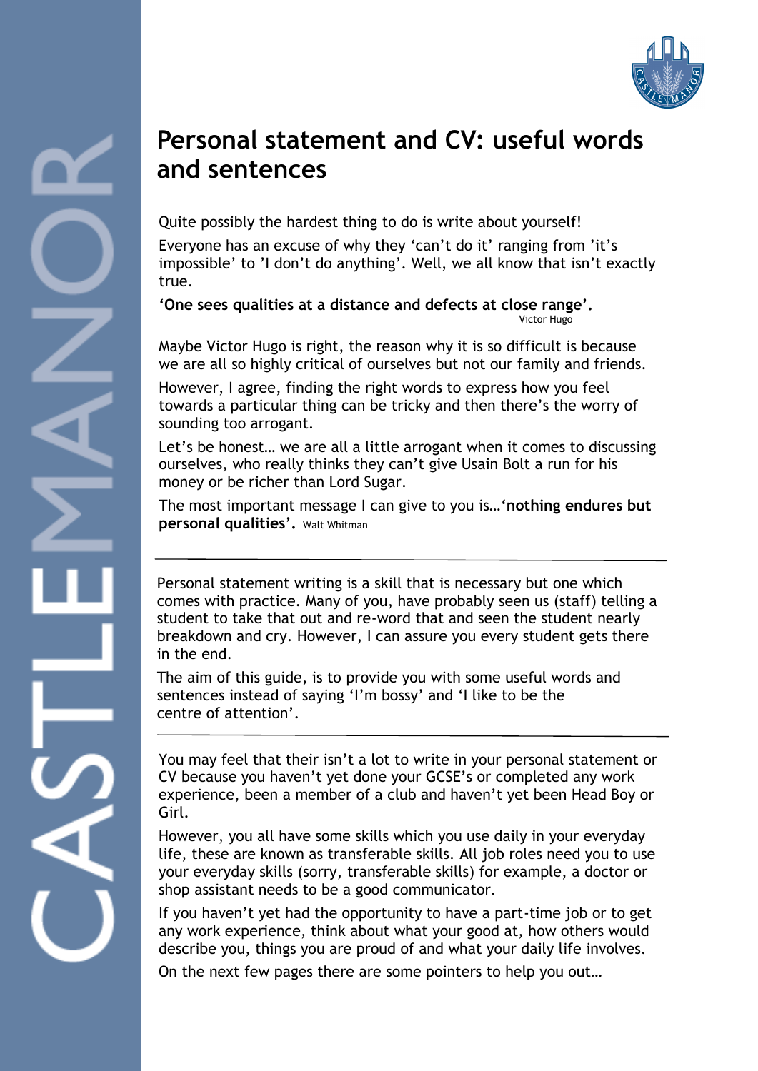# Personal statement and CV: useful words and sentences

Quite possibly the hardest thing to do is write about yourself!

Everyone has an excuse of why they 'can't do it' ranging from 'it's impossible' to 'I don't do anything'. Well, we all know that isn't exactly true.

**'One sees qualities at a distance and defects at close range'.**
Victor Hugo

Maybe Victor Hugo is right, the reason why it is so difficult is because we are all so highly critical of ourselves but not our family and friends.

However, I agree, finding the right words to express how you feel towards a particular thing can be tricky and then there's the worry of sounding too arrogant.

Let's be honest… we are all a little arrogant when it comes to discussing ourselves, who really thinks they can't give Usain Bolt a run for his money or be richer than Lord Sugar.

The most important message I can give to you is…**'nothing endures but personal qualities'.** Walt Whitman

---

Personal statement writing is a skill that is necessary but one which comes with practice. Many of you, have probably seen us (staff) telling a student to take that out and re-word that and seen the student nearly breakdown and cry. However, I can assure you every student gets there in the end.

The aim of this guide, is to provide you with some useful words and sentences instead of saying 'I'm bossy' and 'I like to be the centre of attention'.

---

You may feel that their isn't a lot to write in your personal statement or CV because you haven't yet done your GCSE's or completed any work experience, been a member of a club and haven't yet been Head Boy or Girl.

However, you all have some skills which you use daily in your everyday life, these are known as transferable skills. All job roles need you to use your everyday skills (sorry, transferable skills) for example, a doctor or shop assistant needs to be a good communicator.

If you haven't yet had the opportunity to have a part-time job or to get any work experience, think about what your good at, how others would describe you, things you are proud of and what your daily life involves.

On the next few pages there are some pointers to help you out…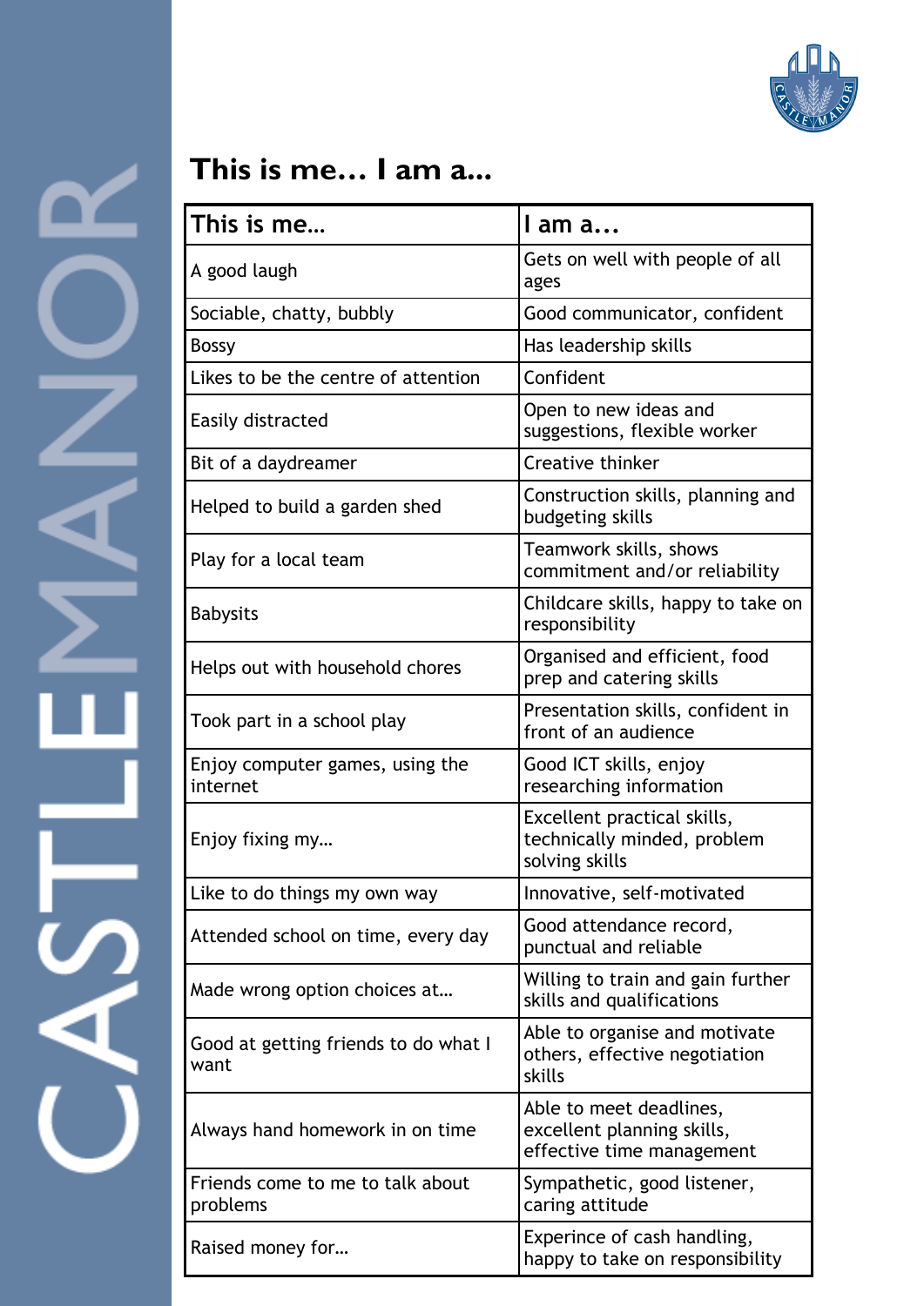## This is me… I am a...

| This is me… | I am a… |
|---|---|
| A good laugh | Gets on well with people of all ages |
| Sociable, chatty, bubbly | Good communicator, confident |
| Bossy | Has leadership skills |
| Likes to be the centre of attention | Confident |
| Easily distracted | Open to new ideas and suggestions, flexible worker |
| Bit of a daydreamer | Creative thinker |
| Helped to build a garden shed | Construction skills, planning and budgeting skills |
| Play for a local team | Teamwork skills, shows commitment and/or reliability |
| Babysits | Childcare skills, happy to take on responsibility |
| Helps out with household chores | Organised and efficient, food prep and catering skills |
| Took part in a school play | Presentation skills, confident in front of an audience |
| Enjoy computer games, using the internet | Good ICT skills, enjoy researching information |
| Enjoy fixing my… | Excellent practical skills, technically minded, problem solving skills |
| Like to do things my own way | Innovative, self-motivated |
| Attended school on time, every day | Good attendance record, punctual and reliable |
| Made wrong option choices at… | Willing to train and gain further skills and qualifications |
| Good at getting friends to do what I want | Able to organise and motivate others, effective negotiation skills |
| Always hand homework in on time | Able to meet deadlines, excellent planning skills, effective time management |
| Friends come to me to talk about problems | Sympathetic, good listener, caring attitude |
| Raised money for… | Experince of cash handling, happy to take on responsibility |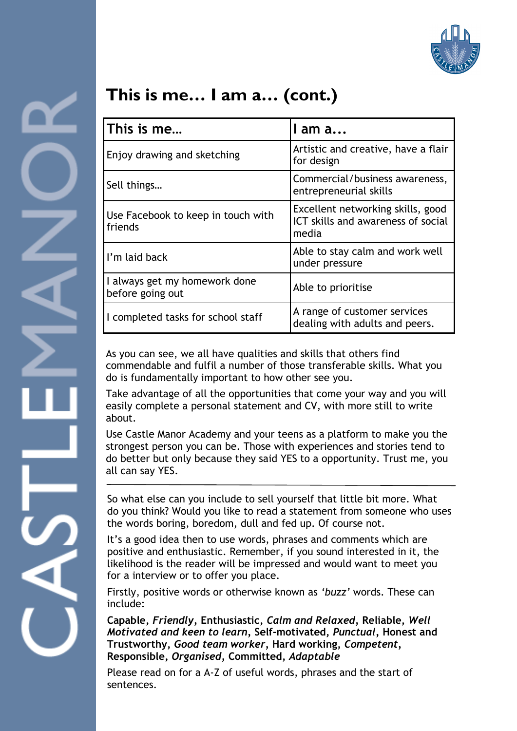# This is me… I am a… (cont.)

| This is me… | I am a… |
| --- | --- |
| Enjoy drawing and sketching | Artistic and creative, have a flair for design |
| Sell things… | Commercial/business awareness, entrepreneurial skills |
| Use Facebook to keep in touch with friends | Excellent networking skills, good ICT skills and awareness of social media |
| I'm laid back | Able to stay calm and work well under pressure |
| I always get my homework done before going out | Able to prioritise |
| I completed tasks for school staff | A range of customer services dealing with adults and peers. |

As you can see, we all have qualities and skills that others find commendable and fulfil a number of those transferable skills. What you do is fundamentally important to how other see you.

Take advantage of all the opportunities that come your way and you will easily complete a personal statement and CV, with more still to write about.

Use Castle Manor Academy and your teens as a platform to make you the strongest person you can be. Those with experiences and stories tend to do better but only because they said YES to a opportunity. Trust me, you all can say YES.

---

So what else can you include to sell yourself that little bit more. What do you think? Would you like to read a statement from someone who uses the words boring, boredom, dull and fed up. Of course not.

It's a good idea then to use words, phrases and comments which are positive and enthusiastic. Remember, if you sound interested in it, the likelihood is the reader will be impressed and would want to meet you for a interview or to offer you place.

Firstly, positive words or otherwise known as *'buzz'* words. These can include:

**Capable**, ***Friendly***, **Enthusiastic**, ***Calm and Relaxed***, **Reliable**, ***Well Motivated and keen to learn***, **Self-motivated**, ***Punctual***, **Honest and Trustworthy**, ***Good team worker***, **Hard working**, ***Competent***, **Responsible**, ***Organised***, **Committed**, ***Adaptable***

Please read on for a A-Z of useful words, phrases and the start of sentences.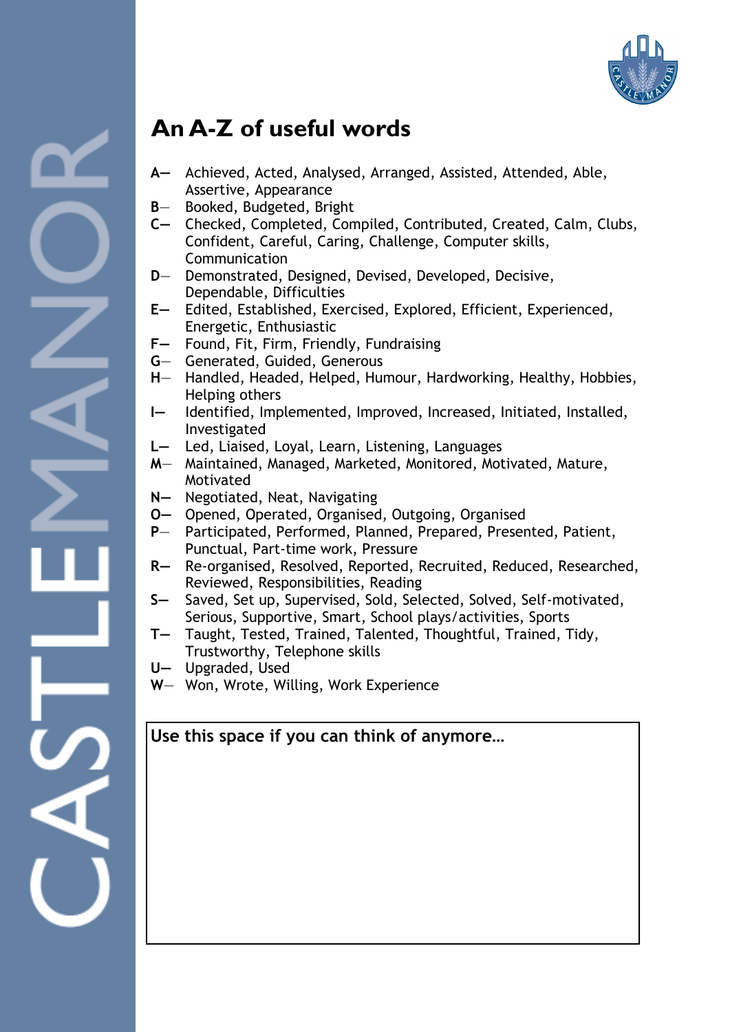# An A-Z of useful words

**A—** Achieved, Acted, Analysed, Arranged, Assisted, Attended, Able, Assertive, Appearance
**B—** Booked, Budgeted, Bright
**C—** Checked, Completed, Compiled, Contributed, Created, Calm, Clubs, Confident, Careful, Caring, Challenge, Computer skills, Communication
**D—** Demonstrated, Designed, Devised, Developed, Decisive, Dependable, Difficulties
**E—** Edited, Established, Exercised, Explored, Efficient, Experienced, Energetic, Enthusiastic
**F—** Found, Fit, Firm, Friendly, Fundraising
**G—** Generated, Guided, Generous
**H—** Handled, Headed, Helped, Humour, Hardworking, Healthy, Hobbies, Helping others
**I—** Identified, Implemented, Improved, Increased, Initiated, Installed, Investigated
**L—** Led, Liaised, Loyal, Learn, Listening, Languages
**M—** Maintained, Managed, Marketed, Monitored, Motivated, Mature, Motivated
**N—** Negotiated, Neat, Navigating
**O—** Opened, Operated, Organised, Outgoing, Organised
**P—** Participated, Performed, Planned, Prepared, Presented, Patient, Punctual, Part-time work, Pressure
**R—** Re-organised, Resolved, Reported, Recruited, Reduced, Researched, Reviewed, Responsibilities, Reading
**S—** Saved, Set up, Supervised, Sold, Selected, Solved, Self-motivated, Serious, Supportive, Smart, School plays/activities, Sports
**T—** Taught, Tested, Trained, Talented, Thoughtful, Trained, Tidy, Trustworthy, Telephone skills
**U—** Upgraded, Used
**W—** Won, Wrote, Willing, Work Experience

**Use this space if you can think of anymore…**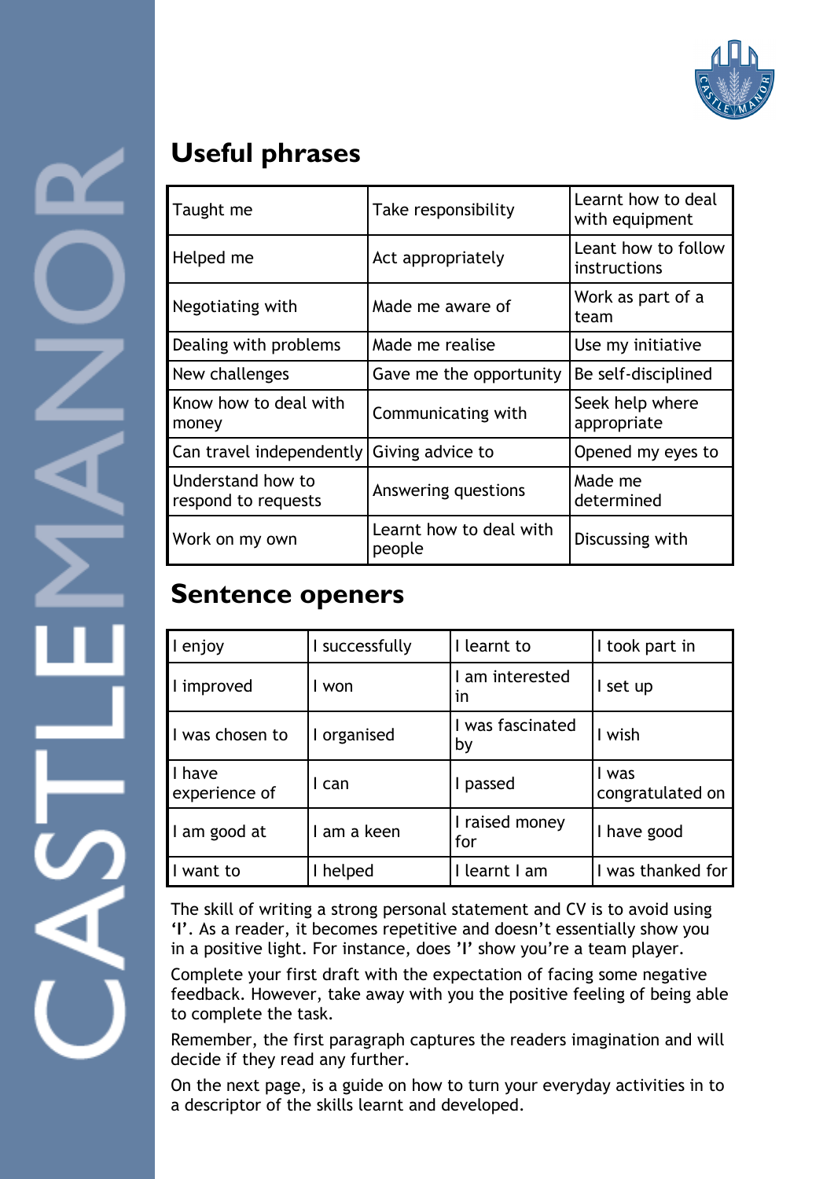## Useful phrases

| Taught me | Take responsibility | Learnt how to deal with equipment |
|---|---|---|
| Helped me | Act appropriately | Leant how to follow instructions |
| Negotiating with | Made me aware of | Work as part of a team |
| Dealing with problems | Made me realise | Use my initiative |
| New challenges | Gave me the opportunity | Be self-disciplined |
| Know how to deal with money | Communicating with | Seek help where appropriate |
| Can travel independently | Giving advice to | Opened my eyes to |
| Understand how to respond to requests | Answering questions | Made me determined |
| Work on my own | Learnt how to deal with people | Discussing with |

## Sentence openers

| I enjoy | I successfully | I learnt to | I took part in |
|---|---|---|---|
| I improved | I won | I am interested in | I set up |
| I was chosen to | I organised | I was fascinated by | I wish |
| I have experience of | I can | I passed | I was congratulated on |
| I am good at | I am a keen | I raised money for | I have good |
| I want to | I helped | I learnt I am | I was thanked for |

The skill of writing a strong personal statement and CV is to avoid using **'I'**. As a reader, it becomes repetitive and doesn't essentially show you in a positive light. For instance, does **'I'** show you're a team player.

Complete your first draft with the expectation of facing some negative feedback. However, take away with you the positive feeling of being able to complete the task.

Remember, the first paragraph captures the readers imagination and will decide if they read any further.

On the next page, is a guide on how to turn your everyday activities in to a descriptor of the skills learnt and developed.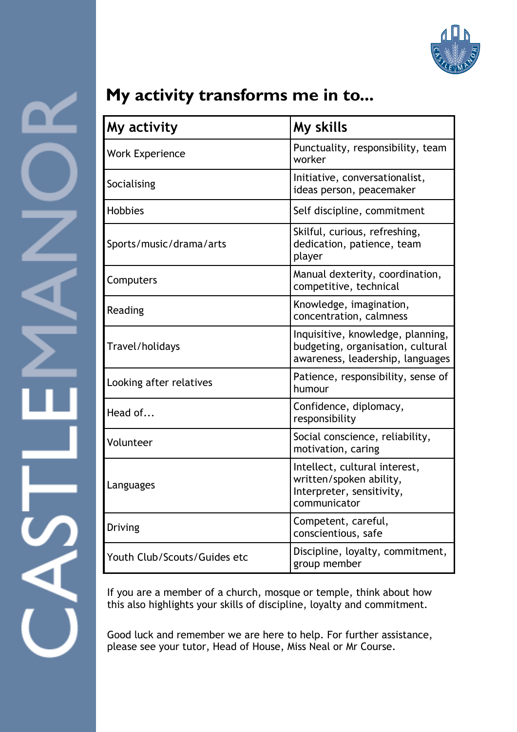# My activity transforms me in to...

| My activity | My skills |
|---|---|
| Work Experience | Punctuality, responsibility, team worker |
| Socialising | Initiative, conversationalist, ideas person, peacemaker |
| Hobbies | Self discipline, commitment |
| Sports/music/drama/arts | Skilful, curious, refreshing, dedication, patience, team player |
| Computers | Manual dexterity, coordination, competitive, technical |
| Reading | Knowledge, imagination, concentration, calmness |
| Travel/holidays | Inquisitive, knowledge, planning, budgeting, organisation, cultural awareness, leadership, languages |
| Looking after relatives | Patience, responsibility, sense of humour |
| Head of… | Confidence, diplomacy, responsibility |
| Volunteer | Social conscience, reliability, motivation, caring |
| Languages | Intellect, cultural interest, written/spoken ability, Interpreter, sensitivity, communicator |
| Driving | Competent, careful, conscientious, safe |
| Youth Club/Scouts/Guides etc | Discipline, loyalty, commitment, group member |

If you are a member of a church, mosque or temple, think about how this also highlights your skills of discipline, loyalty and commitment.

Good luck and remember we are here to help. For further assistance, please see your tutor, Head of House, Miss Neal or Mr Course.